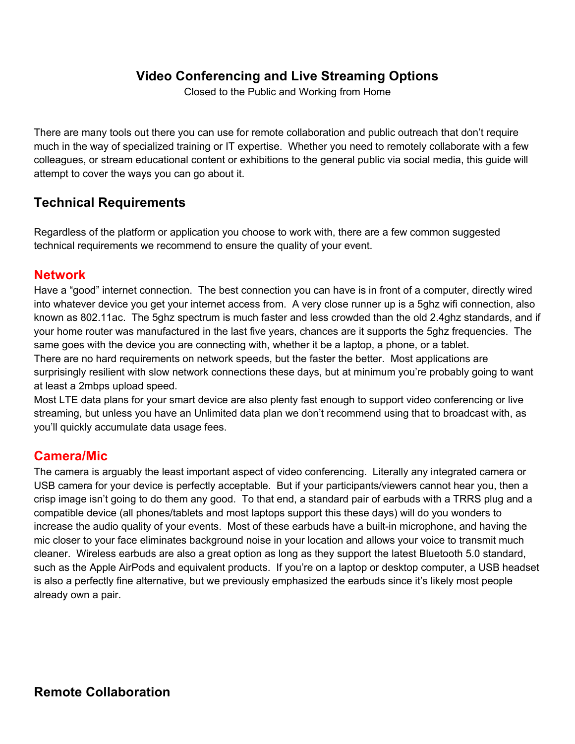# Video Conferencing and Live Streaming Options

Closed to the Public and Working from Home

There are many tools out there you can use for remote collaboration and public outreach that don't require much in the way of specialized training or IT expertise. Whether you need to remotely collaborate with a few colleagues, or stream educational content or exhibitions to the general public via social media, this guide will attempt to cover the ways you can go about it.

## Technical Requirements

Regardless of the platform or application you choose to work with, there are a few common suggested technical requirements we recommend to ensure the quality of your event.

### Network

Have a "good" internet connection. The best connection you can have is in front of a computer, directly wired into whatever device you get your internet access from. A very close runner up is a 5ghz wifi connection, also known as 802.11ac. The 5ghz spectrum is much faster and less crowded than the old 2.4ghz standards, and if your home router was manufactured in the last five years, chances are it supports the 5ghz frequencies. The same goes with the device you are connecting with, whether it be a laptop, a phone, or a tablet.
There are no hard requirements on network speeds, but the faster the better. Most applications are surprisingly resilient with slow network connections these days, but at minimum you're probably going to want at least a 2mbps upload speed.
Most LTE data plans for your smart device are also plenty fast enough to support video conferencing or live streaming, but unless you have an Unlimited data plan we don't recommend using that to broadcast with, as you'll quickly accumulate data usage fees.

### Camera/Mic

The camera is arguably the least important aspect of video conferencing. Literally any integrated camera or USB camera for your device is perfectly acceptable. But if your participants/viewers cannot hear you, then a crisp image isn't going to do them any good. To that end, a standard pair of earbuds with a TRRS plug and a compatible device (all phones/tablets and most laptops support this these days) will do you wonders to increase the audio quality of your events. Most of these earbuds have a built-in microphone, and having the mic closer to your face eliminates background noise in your location and allows your voice to transmit much cleaner. Wireless earbuds are also a great option as long as they support the latest Bluetooth 5.0 standard, such as the Apple AirPods and equivalent products. If you're on a laptop or desktop computer, a USB headset is also a perfectly fine alternative, but we previously emphasized the earbuds since it's likely most people already own a pair.

## Remote Collaboration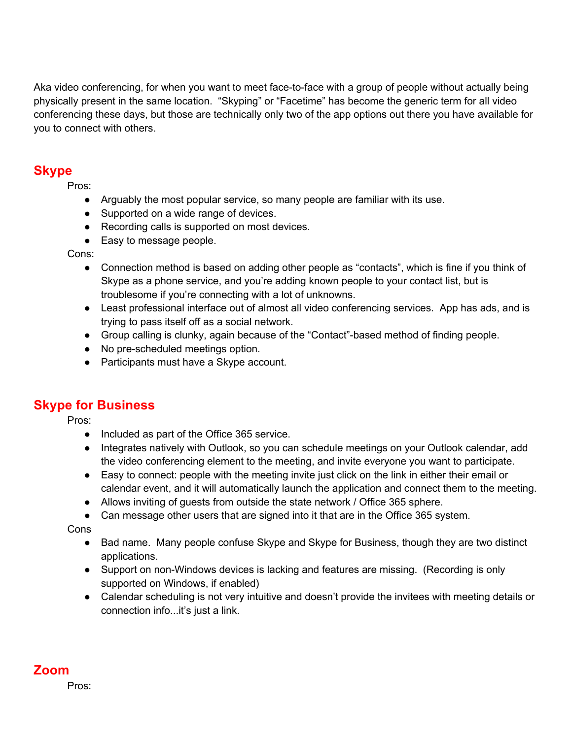Aka video conferencing, for when you want to meet face-to-face with a group of people without actually being physically present in the same location. "Skyping" or "Facetime" has become the generic term for all video conferencing these days, but those are technically only two of the app options out there you have available for you to connect with others.

## Skype

Pros:

- Arguably the most popular service, so many people are familiar with its use.
- Supported on a wide range of devices.
- Recording calls is supported on most devices.
- Easy to message people.

Cons:

- Connection method is based on adding other people as "contacts", which is fine if you think of Skype as a phone service, and you're adding known people to your contact list, but is troublesome if you're connecting with a lot of unknowns.
- Least professional interface out of almost all video conferencing services. App has ads, and is trying to pass itself off as a social network.
- Group calling is clunky, again because of the "Contact"-based method of finding people.
- No pre-scheduled meetings option.
- Participants must have a Skype account.

## Skype for Business

Pros:

- Included as part of the Office 365 service.
- Integrates natively with Outlook, so you can schedule meetings on your Outlook calendar, add the video conferencing element to the meeting, and invite everyone you want to participate.
- Easy to connect: people with the meeting invite just click on the link in either their email or calendar event, and it will automatically launch the application and connect them to the meeting.
- Allows inviting of guests from outside the state network / Office 365 sphere.
- Can message other users that are signed into it that are in the Office 365 system.

Cons

- Bad name. Many people confuse Skype and Skype for Business, though they are two distinct applications.
- Support on non-Windows devices is lacking and features are missing. (Recording is only supported on Windows, if enabled)
- Calendar scheduling is not very intuitive and doesn't provide the invitees with meeting details or connection info...it's just a link.

## Zoom

Pros: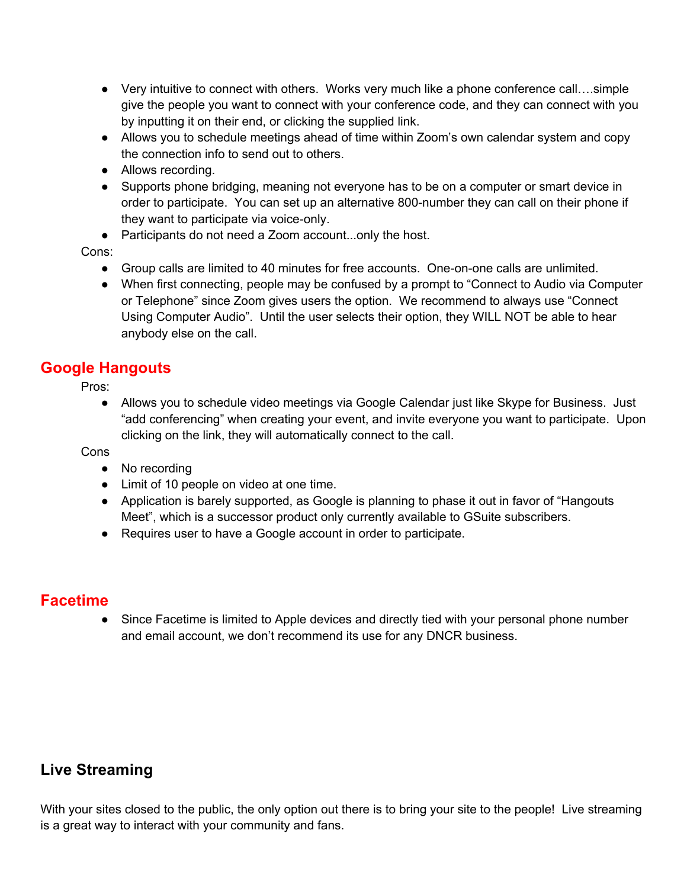- Very intuitive to connect with others. Works very much like a phone conference call….simple give the people you want to connect with your conference code, and they can connect with you by inputting it on their end, or clicking the supplied link.
- Allows you to schedule meetings ahead of time within Zoom's own calendar system and copy the connection info to send out to others.
- Allows recording.
- Supports phone bridging, meaning not everyone has to be on a computer or smart device in order to participate. You can set up an alternative 800-number they can call on their phone if they want to participate via voice-only.
- Participants do not need a Zoom account...only the host.

Cons:

- Group calls are limited to 40 minutes for free accounts. One-on-one calls are unlimited.
- When first connecting, people may be confused by a prompt to "Connect to Audio via Computer or Telephone" since Zoom gives users the option. We recommend to always use "Connect Using Computer Audio". Until the user selects their option, they WILL NOT be able to hear anybody else on the call.

## Google Hangouts

Pros:

- Allows you to schedule video meetings via Google Calendar just like Skype for Business. Just "add conferencing" when creating your event, and invite everyone you want to participate. Upon clicking on the link, they will automatically connect to the call.

Cons

- No recording
- Limit of 10 people on video at one time.
- Application is barely supported, as Google is planning to phase it out in favor of "Hangouts Meet", which is a successor product only currently available to GSuite subscribers.
- Requires user to have a Google account in order to participate.

## Facetime

- Since Facetime is limited to Apple devices and directly tied with your personal phone number and email account, we don't recommend its use for any DNCR business.

# Live Streaming

With your sites closed to the public, the only option out there is to bring your site to the people! Live streaming is a great way to interact with your community and fans.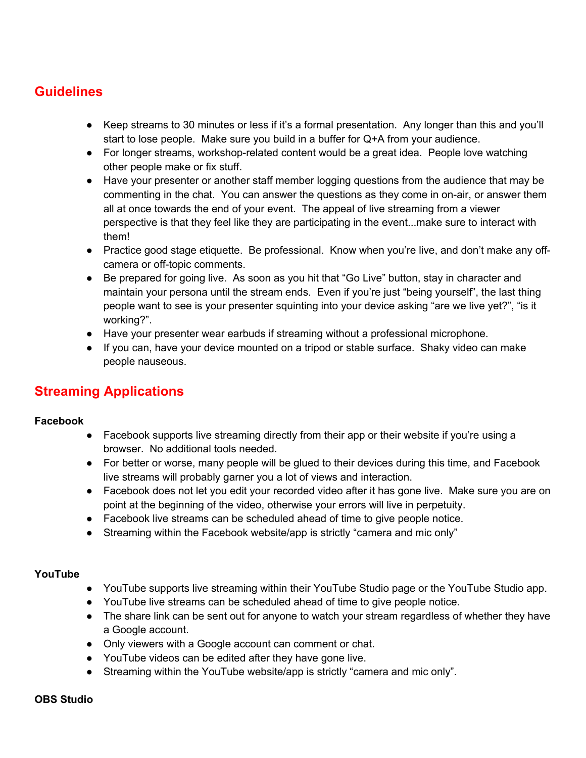## Guidelines

- Keep streams to 30 minutes or less if it's a formal presentation. Any longer than this and you'll start to lose people. Make sure you build in a buffer for Q+A from your audience.
- For longer streams, workshop-related content would be a great idea. People love watching other people make or fix stuff.
- Have your presenter or another staff member logging questions from the audience that may be commenting in the chat. You can answer the questions as they come in on-air, or answer them all at once towards the end of your event. The appeal of live streaming from a viewer perspective is that they feel like they are participating in the event...make sure to interact with them!
- Practice good stage etiquette. Be professional. Know when you're live, and don't make any off-camera or off-topic comments.
- Be prepared for going live. As soon as you hit that "Go Live" button, stay in character and maintain your persona until the stream ends. Even if you're just "being yourself", the last thing people want to see is your presenter squinting into your device asking "are we live yet?", "is it working?".
- Have your presenter wear earbuds if streaming without a professional microphone.
- If you can, have your device mounted on a tripod or stable surface. Shaky video can make people nauseous.

## Streaming Applications

**Facebook**

- Facebook supports live streaming directly from their app or their website if you're using a browser. No additional tools needed.
- For better or worse, many people will be glued to their devices during this time, and Facebook live streams will probably garner you a lot of views and interaction.
- Facebook does not let you edit your recorded video after it has gone live. Make sure you are on point at the beginning of the video, otherwise your errors will live in perpetuity.
- Facebook live streams can be scheduled ahead of time to give people notice.
- Streaming within the Facebook website/app is strictly "camera and mic only"

**YouTube**

- YouTube supports live streaming within their YouTube Studio page or the YouTube Studio app.
- YouTube live streams can be scheduled ahead of time to give people notice.
- The share link can be sent out for anyone to watch your stream regardless of whether they have a Google account.
- Only viewers with a Google account can comment or chat.
- YouTube videos can be edited after they have gone live.
- Streaming within the YouTube website/app is strictly "camera and mic only".

**OBS Studio**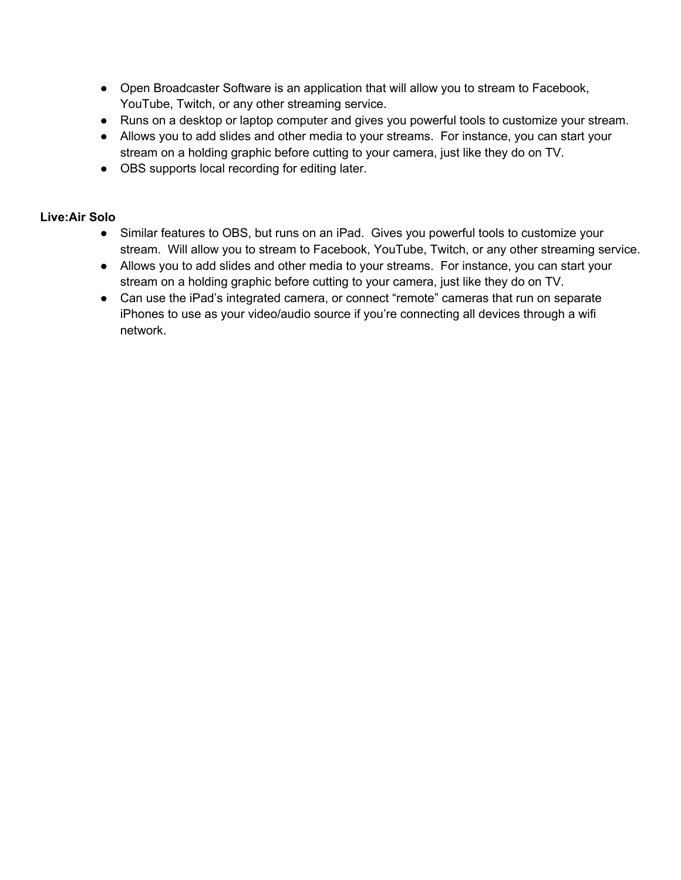- Open Broadcaster Software is an application that will allow you to stream to Facebook, YouTube, Twitch, or any other streaming service.
- Runs on a desktop or laptop computer and gives you powerful tools to customize your stream.
- Allows you to add slides and other media to your streams. For instance, you can start your stream on a holding graphic before cutting to your camera, just like they do on TV.
- OBS supports local recording for editing later.

**Live:Air Solo**

- Similar features to OBS, but runs on an iPad. Gives you powerful tools to customize your stream. Will allow you to stream to Facebook, YouTube, Twitch, or any other streaming service.
- Allows you to add slides and other media to your streams. For instance, you can start your stream on a holding graphic before cutting to your camera, just like they do on TV.
- Can use the iPad's integrated camera, or connect "remote" cameras that run on separate iPhones to use as your video/audio source if you're connecting all devices through a wifi network.